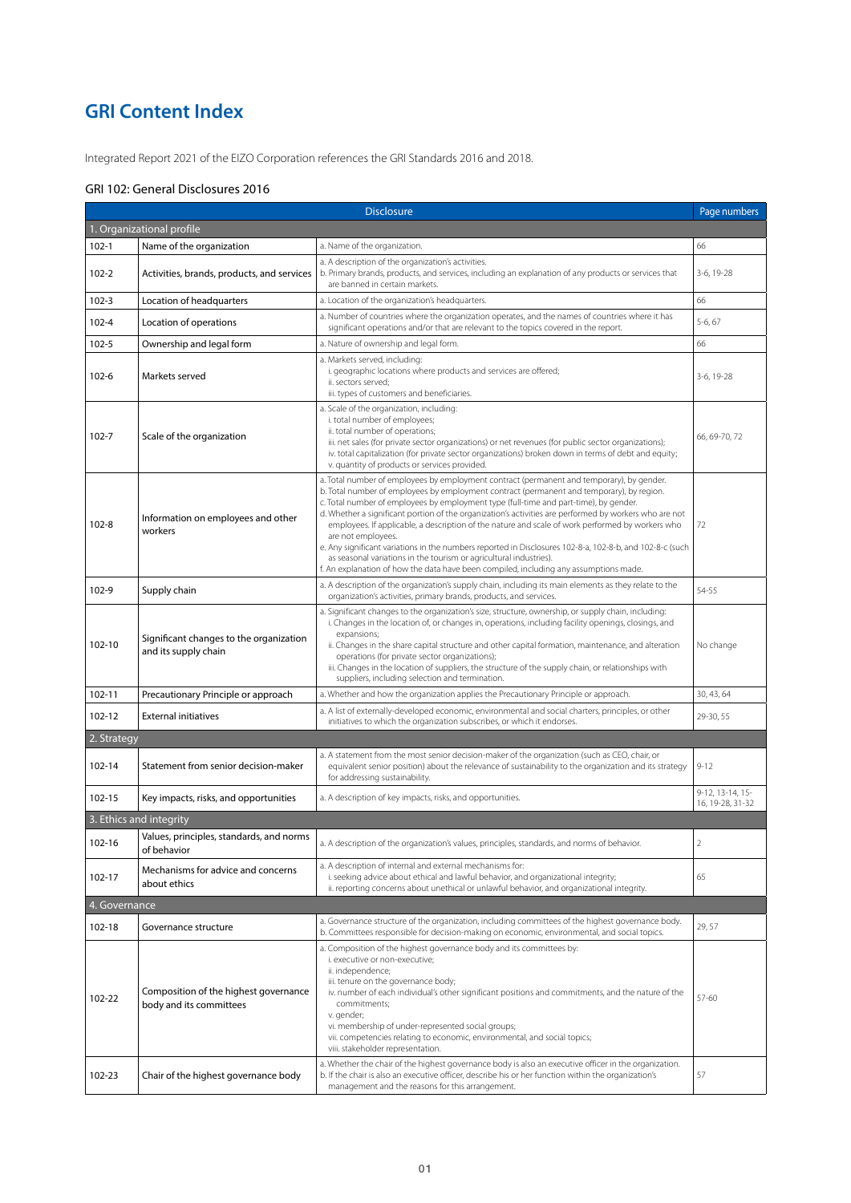# GRI Content Index

Integrated Report 2021 of the EIZO Corporation references the GRI Standards 2016 and 2018.

## GRI 102: General Disclosures 2016

| Disclosure | | | Page numbers |
|---|---|---|---|
| 1. Organizational profile | | | |
| 102-1 | Name of the organization | a. Name of the organization. | 66 |
| 102-2 | Activities, brands, products, and services | a. A description of the organization's activities.<br>b. Primary brands, products, and services, including an explanation of any products or services that are banned in certain markets. | 3-6, 19-28 |
| 102-3 | Location of headquarters | a. Location of the organization's headquarters. | 66 |
| 102-4 | Location of operations | a. Number of countries where the organization operates, and the names of countries where it has significant operations and/or that are relevant to the topics covered in the report. | 5-6, 67 |
| 102-5 | Ownership and legal form | a. Nature of ownership and legal form. | 66 |
| 102-6 | Markets served | a. Markets served, including:<br>i. geographic locations where products and services are offered;<br>ii. sectors served;<br>iii. types of customers and beneficiaries. | 3-6, 19-28 |
| 102-7 | Scale of the organization | a. Scale of the organization, including:<br>i. total number of employees;<br>ii. total number of operations;<br>iii. net sales (for private sector organizations) or net revenues (for public sector organizations);<br>iv. total capitalization (for private sector organizations) broken down in terms of debt and equity;<br>v. quantity of products or services provided. | 66, 69-70, 72 |
| 102-8 | Information on employees and other workers | a. Total number of employees by employment contract (permanent and temporary), by gender.<br>b. Total number of employees by employment contract (permanent and temporary), by region.<br>c. Total number of employees by employment type (full-time and part-time), by gender.<br>d. Whether a significant portion of the organization's activities are performed by workers who are not employees. If applicable, a description of the nature and scale of work performed by workers who are not employees.<br>e. Any significant variations in the numbers reported in Disclosures 102-8-a, 102-8-b, and 102-8-c (such as seasonal variations in the tourism or agricultural industries).<br>f. An explanation of how the data have been compiled, including any assumptions made. | 72 |
| 102-9 | Supply chain | a. A description of the organization's supply chain, including its main elements as they relate to the organization's activities, primary brands, products, and services. | 54-55 |
| 102-10 | Significant changes to the organization and its supply chain | a. Significant changes to the organization's size, structure, ownership, or supply chain, including:<br>i. Changes in the location of, or changes in, operations, including facility openings, closings, and expansions;<br>ii. Changes in the share capital structure and other capital formation, maintenance, and alteration operations (for private sector organizations);<br>iii. Changes in the location of suppliers, the structure of the supply chain, or relationships with suppliers, including selection and termination. | No change |
| 102-11 | Precautionary Principle or approach | a. Whether and how the organization applies the Precautionary Principle or approach. | 30, 43, 64 |
| 102-12 | External initiatives | a. A list of externally-developed economic, environmental and social charters, principles, or other initiatives to which the organization subscribes, or which it endorses. | 29-30, 55 |
| 2. Strategy | | | |
| 102-14 | Statement from senior decision-maker | a. A statement from the most senior decision-maker of the organization (such as CEO, chair, or equivalent senior position) about the relevance of sustainability to the organization and its strategy for addressing sustainability. | 9-12 |
| 102-15 | Key impacts, risks, and opportunities | a. A description of key impacts, risks, and opportunities. | 9-12, 13-14, 15-16, 19-28, 31-32 |
| 3. Ethics and integrity | | | |
| 102-16 | Values, principles, standards, and norms of behavior | a. A description of the organization's values, principles, standards, and norms of behavior. | 2 |
| 102-17 | Mechanisms for advice and concerns about ethics | a. A description of internal and external mechanisms for:<br>i. seeking advice about ethical and lawful behavior, and organizational integrity;<br>ii. reporting concerns about unethical or unlawful behavior, and organizational integrity. | 65 |
| 4. Governance | | | |
| 102-18 | Governance structure | a. Governance structure of the organization, including committees of the highest governance body.<br>b. Committees responsible for decision-making on economic, environmental, and social topics. | 29, 57 |
| 102-22 | Composition of the highest governance body and its committees | a. Composition of the highest governance body and its committees by:<br>i. executive or non-executive;<br>ii. independence;<br>iii. tenure on the governance body;<br>iv. number of each individual's other significant positions and commitments, and the nature of the commitments;<br>v. gender;<br>vi. membership of under-represented social groups;<br>vii. competencies relating to economic, environmental, and social topics;<br>viii. stakeholder representation. | 57-60 |
| 102-23 | Chair of the highest governance body | a. Whether the chair of the highest governance body is also an executive officer in the organization.<br>b. If the chair is also an executive officer, describe his or her function within the organization's management and the reasons for this arrangement. | 57 |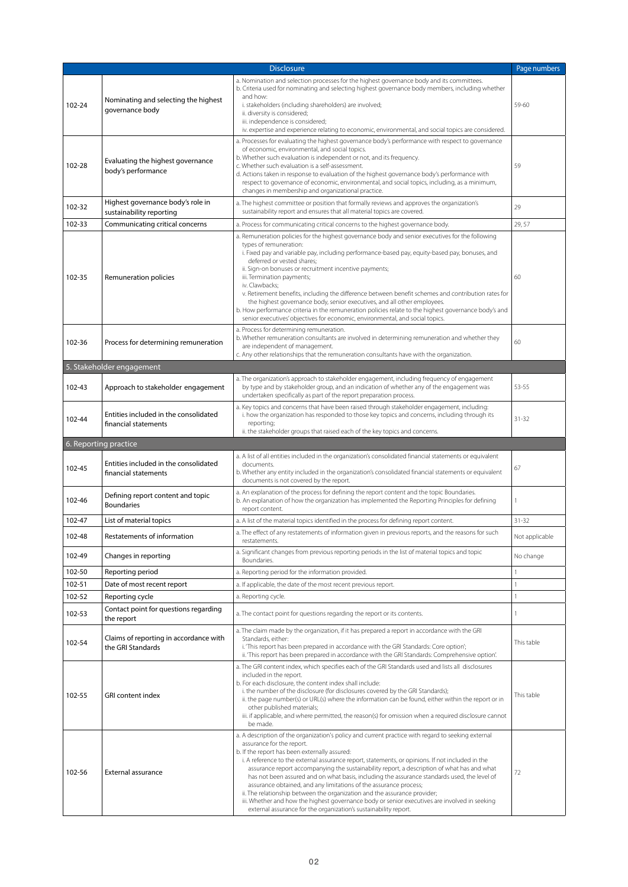| | Disclosure | | Page numbers |
|---|---|---|---|
| 102-24 | Nominating and selecting the highest governance body | a. Nomination and selection processes for the highest governance body and its committees.<br>b. Criteria used for nominating and selecting highest governance body members, including whether and how:<br>i. stakeholders (including shareholders) are involved;<br>ii. diversity is considered;<br>iii. independence is considered;<br>iv. expertise and experience relating to economic, environmental, and social topics are considered. | 59-60 |
| 102-28 | Evaluating the highest governance body's performance | a. Processes for evaluating the highest governance body's performance with respect to governance of economic, environmental, and social topics.<br>b. Whether such evaluation is independent or not, and its frequency.<br>c. Whether such evaluation is a self-assessment.<br>d. Actions taken in response to evaluation of the highest governance body's performance with respect to governance of economic, environmental, and social topics, including, as a minimum, changes in membership and organizational practice. | 59 |
| 102-32 | Highest governance body's role in sustainability reporting | a. The highest committee or position that formally reviews and approves the organization's sustainability report and ensures that all material topics are covered. | 29 |
| 102-33 | Communicating critical concerns | a. Process for communicating critical concerns to the highest governance body. | 29, 57 |
| 102-35 | Remuneration policies | a. Remuneration policies for the highest governance body and senior executives for the following types of remuneration:<br>i. Fixed pay and variable pay, including performance-based pay, equity-based pay, bonuses, and deferred or vested shares;<br>ii. Sign-on bonuses or recruitment incentive payments;<br>iii. Termination payments;<br>iv. Clawbacks;<br>v. Retirement benefits, including the difference between benefit schemes and contribution rates for the highest governance body, senior executives, and all other employees.<br>b. How performance criteria in the remuneration policies relate to the highest governance body's and senior executives' objectives for economic, environmental, and social topics. | 60 |
| 102-36 | Process for determining remuneration | a. Process for determining remuneration.<br>b. Whether remuneration consultants are involved in determining remuneration and whether they are independent of management.<br>c. Any other relationships that the remuneration consultants have with the organization. | 60 |
| **5. Stakeholder engagement** | | | |
| 102-43 | Approach to stakeholder engagement | a. The organization's approach to stakeholder engagement, including frequency of engagement by type and by stakeholder group, and an indication of whether any of the engagement was undertaken specifically as part of the report preparation process. | 53-55 |
| 102-44 | Entities included in the consolidated financial statements | a. Key topics and concerns that have been raised through stakeholder engagement, including:<br>i. how the organization has responded to those key topics and concerns, including through its reporting;<br>ii. the stakeholder groups that raised each of the key topics and concerns. | 31-32 |
| **6. Reporting practice** | | | |
| 102-45 | Entities included in the consolidated financial statements | a. A list of all entities included in the organization's consolidated financial statements or equivalent documents.<br>b. Whether any entity included in the organization's consolidated financial statements or equivalent documents is not covered by the report. | 67 |
| 102-46 | Defining report content and topic Boundaries | a. An explanation of the process for defining the report content and the topic Boundaries.<br>b. An explanation of how the organization has implemented the Reporting Principles for defining report content. | 1 |
| 102-47 | List of material topics | a. A list of the material topics identified in the process for defining report content. | 31-32 |
| 102-48 | Restatements of information | a. The effect of any restatements of information given in previous reports, and the reasons for such restatements. | Not applicable |
| 102-49 | Changes in reporting | a. Significant changes from previous reporting periods in the list of material topics and topic Boundaries. | No change |
| 102-50 | Reporting period | a. Reporting period for the information provided. | 1 |
| 102-51 | Date of most recent report | a. If applicable, the date of the most recent previous report. | 1 |
| 102-52 | Reporting cycle | a. Reporting cycle. | 1 |
| 102-53 | Contact point for questions regarding the report | a. The contact point for questions regarding the report or its contents. | 1 |
| 102-54 | Claims of reporting in accordance with the GRI Standards | a. The claim made by the organization, if it has prepared a report in accordance with the GRI Standards, either:<br>i. 'This report has been prepared in accordance with the GRI Standards: Core option';<br>ii. 'This report has been prepared in accordance with the GRI Standards: Comprehensive option'. | This table |
| 102-55 | GRI content index | a. The GRI content index, which specifies each of the GRI Standards used and lists all disclosures included in the report.<br>b. For each disclosure, the content index shall include:<br>i. the number of the disclosure (for disclosures covered by the GRI Standards);<br>ii. the page number(s) or URL(s) where the information can be found, either within the report or in other published materials;<br>iii. if applicable, and where permitted, the reason(s) for omission when a required disclosure cannot be made. | This table |
| 102-56 | External assurance | a. A description of the organization's policy and current practice with regard to seeking external assurance for the report.<br>b. If the report has been externally assured:<br>i. A reference to the external assurance report, statements, or opinions. If not included in the assurance report accompanying the sustainability report, a description of what has and what has not been assured and on what basis, including the assurance standards used, the level of assurance obtained, and any limitations of the assurance process;<br>ii. The relationship between the organization and the assurance provider;<br>iii. Whether and how the highest governance body or senior executives are involved in seeking external assurance for the organization's sustainability report. | 72 |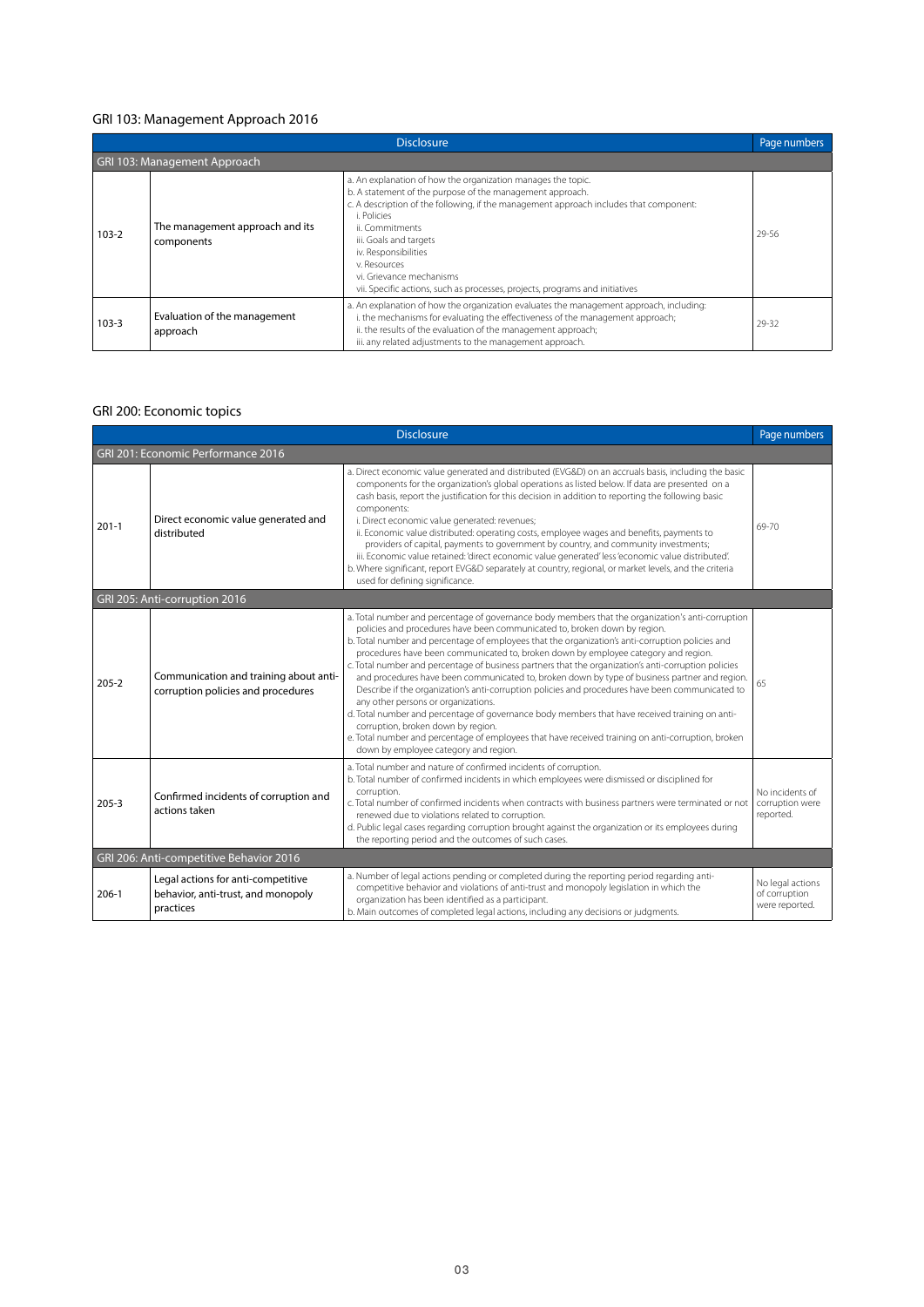## GRI 103: Management Approach 2016

| Disclosure | | | Page numbers |
|---|---|---|---|
| GRI 103: Management Approach | | | |
| 103-2 | The management approach and its components | a. An explanation of how the organization manages the topic.<br>b. A statement of the purpose of the management approach.<br>c. A description of the following, if the management approach includes that component:<br>i. Policies<br>ii. Commitments<br>iii. Goals and targets<br>iv. Responsibilities<br>v. Resources<br>vi. Grievance mechanisms<br>vii. Specific actions, such as processes, projects, programs and initiatives | 29-56 |
| 103-3 | Evaluation of the management approach | a. An explanation of how the organization evaluates the management approach, including:<br>i. the mechanisms for evaluating the effectiveness of the management approach;<br>ii. the results of the evaluation of the management approach;<br>iii. any related adjustments to the management approach. | 29-32 |

## GRI 200: Economic topics

| Disclosure | | | Page numbers |
|---|---|---|---|
| GRI 201: Economic Performance 2016 | | | |
| 201-1 | Direct economic value generated and distributed | a. Direct economic value generated and distributed (EVG&D) on an accruals basis, including the basic components for the organization's global operations as listed below. If data are presented on a cash basis, report the justification for this decision in addition to reporting the following basic components:<br>i. Direct economic value generated: revenues;<br>ii. Economic value distributed: operating costs, employee wages and benefits, payments to providers of capital, payments to government by country, and community investments;<br>iii. Economic value retained: 'direct economic value generated' less 'economic value distributed'.<br>b. Where significant, report EVG&D separately at country, regional, or market levels, and the criteria used for defining significance. | 69-70 |
| GRI 205: Anti-corruption 2016 | | | |
| 205-2 | Communication and training about anti-corruption policies and procedures | a. Total number and percentage of governance body members that the organization's anti-corruption policies and procedures have been communicated to, broken down by region.<br>b. Total number and percentage of employees that the organization's anti-corruption policies and procedures have been communicated to, broken down by employee category and region.<br>c. Total number and percentage of business partners that the organization's anti-corruption policies and procedures have been communicated to, broken down by type of business partner and region. Describe if the organization's anti-corruption policies and procedures have been communicated to any other persons or organizations.<br>d. Total number and percentage of governance body members that have received training on anti-corruption, broken down by region.<br>e. Total number and percentage of employees that have received training on anti-corruption, broken down by employee category and region. | 65 |
| 205-3 | Confirmed incidents of corruption and actions taken | a. Total number and nature of confirmed incidents of corruption.<br>b. Total number of confirmed incidents in which employees were dismissed or disciplined for corruption.<br>c. Total number of confirmed incidents when contracts with business partners were terminated or not renewed due to violations related to corruption.<br>d. Public legal cases regarding corruption brought against the organization or its employees during the reporting period and the outcomes of such cases. | No incidents of corruption were reported. |
| GRI 206: Anti-competitive Behavior 2016 | | | |
| 206-1 | Legal actions for anti-competitive behavior, anti-trust, and monopoly practices | a. Number of legal actions pending or completed during the reporting period regarding anti-competitive behavior and violations of anti-trust and monopoly legislation in which the organization has been identified as a participant.<br>b. Main outcomes of completed legal actions, including any decisions or judgments. | No legal actions of corruption were reported. |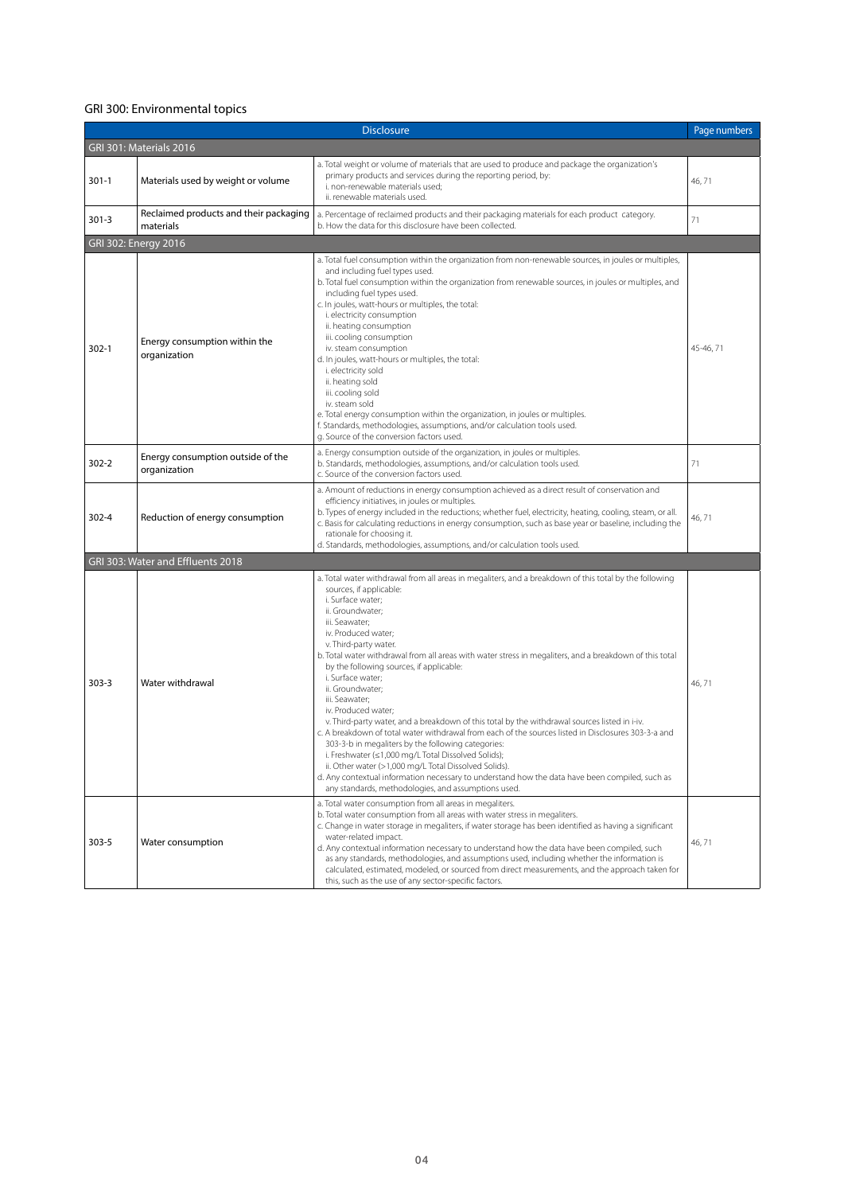## GRI 300: Environmental topics

| | Disclosure | | Page numbers |
|---|---|---|---|
| **GRI 301: Materials 2016** | | | |
| 301-1 | Materials used by weight or volume | a. Total weight or volume of materials that are used to produce and package the organization's primary products and services during the reporting period, by:<br>i. non-renewable materials used;<br>ii. renewable materials used. | 46, 71 |
| 301-3 | Reclaimed products and their packaging materials | a. Percentage of reclaimed products and their packaging materials for each product category.<br>b. How the data for this disclosure have been collected. | 71 |
| **GRI 302: Energy 2016** | | | |
| 302-1 | Energy consumption within the organization | a. Total fuel consumption within the organization from non-renewable sources, in joules or multiples, and including fuel types used.<br>b. Total fuel consumption within the organization from renewable sources, in joules or multiples, and including fuel types used.<br>c. In joules, watt-hours or multiples, the total:<br>i. electricity consumption<br>ii. heating consumption<br>iii. cooling consumption<br>iv. steam consumption<br>d. In joules, watt-hours or multiples, the total:<br>i. electricity sold<br>ii. heating sold<br>iii. cooling sold<br>iv. steam sold<br>e. Total energy consumption within the organization, in joules or multiples.<br>f. Standards, methodologies, assumptions, and/or calculation tools used.<br>g. Source of the conversion factors used. | 45-46, 71 |
| 302-2 | Energy consumption outside of the organization | a. Energy consumption outside of the organization, in joules or multiples.<br>b. Standards, methodologies, assumptions, and/or calculation tools used.<br>c. Source of the conversion factors used. | 71 |
| 302-4 | Reduction of energy consumption | a. Amount of reductions in energy consumption achieved as a direct result of conservation and efficiency initiatives, in joules or multiples.<br>b. Types of energy included in the reductions; whether fuel, electricity, heating, cooling, steam, or all.<br>c. Basis for calculating reductions in energy consumption, such as base year or baseline, including the rationale for choosing it.<br>d. Standards, methodologies, assumptions, and/or calculation tools used. | 46, 71 |
| **GRI 303: Water and Effluents 2018** | | | |
| 303-3 | Water withdrawal | a. Total water withdrawal from all areas in megaliters, and a breakdown of this total by the following sources, if applicable:<br>i. Surface water;<br>ii. Groundwater;<br>iii. Seawater;<br>iv. Produced water;<br>v. Third-party water.<br>b. Total water withdrawal from all areas with water stress in megaliters, and a breakdown of this total by the following sources, if applicable:<br>i. Surface water;<br>ii. Groundwater;<br>iii. Seawater;<br>iv. Produced water;<br>v. Third-party water, and a breakdown of this total by the withdrawal sources listed in i-iv.<br>c. A breakdown of total water withdrawal from each of the sources listed in Disclosures 303-3-a and 303-3-b in megaliters by the following categories:<br>i. Freshwater (≤1,000 mg/L Total Dissolved Solids);<br>ii. Other water (>1,000 mg/L Total Dissolved Solids).<br>d. Any contextual information necessary to understand how the data have been compiled, such as any standards, methodologies, and assumptions used. | 46, 71 |
| 303-5 | Water consumption | a. Total water consumption from all areas in megaliters.<br>b. Total water consumption from all areas with water stress in megaliters.<br>c. Change in water storage in megaliters, if water storage has been identified as having a significant water-related impact.<br>d. Any contextual information necessary to understand how the data have been compiled, such as any standards, methodologies, and assumptions used, including whether the information is calculated, estimated, modeled, or sourced from direct measurements, and the approach taken for this, such as the use of any sector-specific factors. | 46, 71 |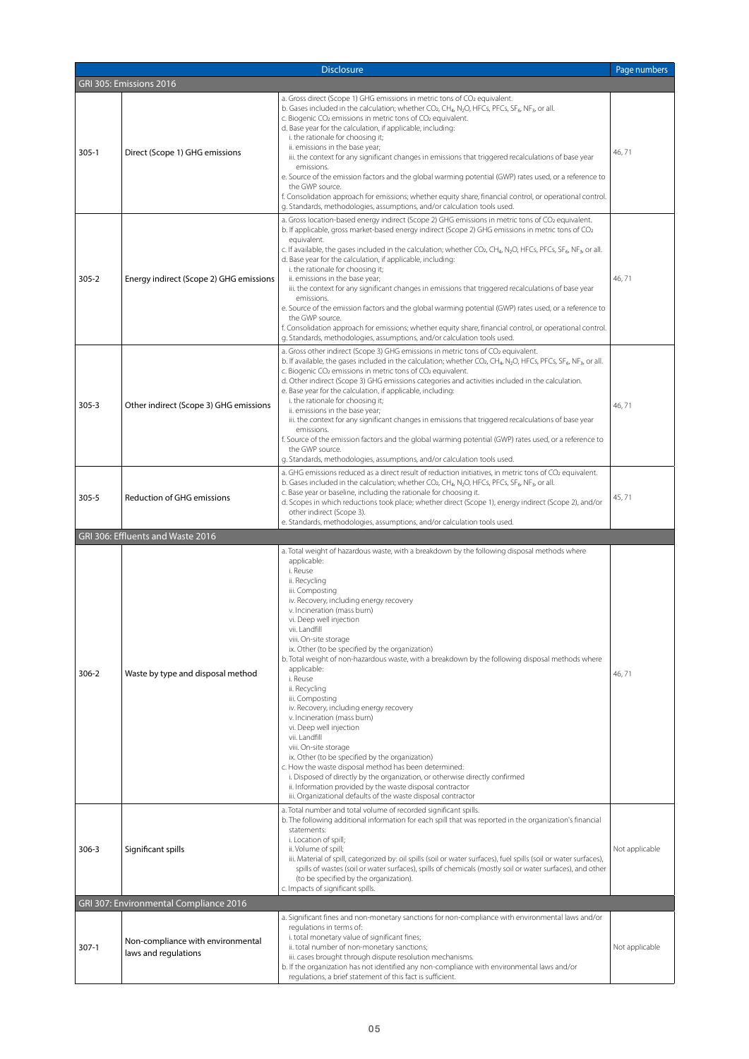| | Disclosure | | Page numbers |
|---|---|---|---|
| **GRI 305: Emissions 2016** | | | |
| 305-1 | Direct (Scope 1) GHG emissions | a. Gross direct (Scope 1) GHG emissions in metric tons of $CO_2$ equivalent.<br>b. Gases included in the calculation; whether $CO_2$, $CH_4$, $N_2O$, HFCs, PFCs, $SF_6$, $NF_3$, or all.<br>c. Biogenic $CO_2$ emissions in metric tons of $CO_2$ equivalent.<br>d. Base year for the calculation, if applicable, including:<br>i. the rationale for choosing it;<br>ii. emissions in the base year;<br>iii. the context for any significant changes in emissions that triggered recalculations of base year emissions.<br>e. Source of the emission factors and the global warming potential (GWP) rates used, or a reference to the GWP source.<br>f. Consolidation approach for emissions; whether equity share, financial control, or operational control.<br>g. Standards, methodologies, assumptions, and/or calculation tools used. | 46, 71 |
| 305-2 | Energy indirect (Scope 2) GHG emissions | a. Gross location-based energy indirect (Scope 2) GHG emissions in metric tons of $CO_2$ equivalent.<br>b. If applicable, gross market-based energy indirect (Scope 2) GHG emissions in metric tons of $CO_2$ equivalent.<br>c. If available, the gases included in the calculation; whether $CO_2$, $CH_4$, $N_2O$, HFCs, PFCs, $SF_6$, $NF_3$, or all.<br>d. Base year for the calculation, if applicable, including:<br>i. the rationale for choosing it;<br>ii. emissions in the base year;<br>iii. the context for any significant changes in emissions that triggered recalculations of base year emissions.<br>e. Source of the emission factors and the global warming potential (GWP) rates used, or a reference to the GWP source.<br>f. Consolidation approach for emissions; whether equity share, financial control, or operational control.<br>g. Standards, methodologies, assumptions, and/or calculation tools used. | 46, 71 |
| 305-3 | Other indirect (Scope 3) GHG emissions | a. Gross other indirect (Scope 3) GHG emissions in metric tons of $CO_2$ equivalent.<br>b. If available, the gases included in the calculation; whether $CO_2$, $CH_4$, $N_2O$, HFCs, PFCs, $SF_6$, $NF_3$, or all.<br>c. Biogenic $CO_2$ emissions in metric tons of $CO_2$ equivalent.<br>d. Other indirect (Scope 3) GHG emissions categories and activities included in the calculation.<br>e. Base year for the calculation, if applicable, including:<br>i. the rationale for choosing it;<br>ii. emissions in the base year;<br>iii. the context for any significant changes in emissions that triggered recalculations of base year emissions.<br>f. Source of the emission factors and the global warming potential (GWP) rates used, or a reference to the GWP source.<br>g. Standards, methodologies, assumptions, and/or calculation tools used. | 46, 71 |
| 305-5 | Reduction of GHG emissions | a. GHG emissions reduced as a direct result of reduction initiatives, in metric tons of $CO_2$ equivalent.<br>b. Gases included in the calculation; whether $CO_2$, $CH_4$, $N_2O$, HFCs, PFCs, $SF_6$, $NF_3$, or all.<br>c. Base year or baseline, including the rationale for choosing it.<br>d. Scopes in which reductions took place; whether direct (Scope 1), energy indirect (Scope 2), and/or other indirect (Scope 3).<br>e. Standards, methodologies, assumptions, and/or calculation tools used. | 45, 71 |
| **GRI 306: Effluents and Waste 2016** | | | |
| 306-2 | Waste by type and disposal method | a. Total weight of hazardous waste, with a breakdown by the following disposal methods where applicable:<br>i. Reuse<br>ii. Recycling<br>iii. Composting<br>iv. Recovery, including energy recovery<br>v. Incineration (mass burn)<br>vi. Deep well injection<br>vii. Landfill<br>viii. On-site storage<br>ix. Other (to be specified by the organization)<br>b. Total weight of non-hazardous waste, with a breakdown by the following disposal methods where applicable:<br>i. Reuse<br>ii. Recycling<br>iii. Composting<br>iv. Recovery, including energy recovery<br>v. Incineration (mass burn)<br>vi. Deep well injection<br>vii. Landfill<br>viii. On-site storage<br>ix. Other (to be specified by the organization)<br>c. How the waste disposal method has been determined:<br>i. Disposed of directly by the organization, or otherwise directly confirmed<br>ii. Information provided by the waste disposal contractor<br>iii. Organizational defaults of the waste disposal contractor | 46, 71 |
| 306-3 | Significant spills | a. Total number and total volume of recorded significant spills.<br>b. The following additional information for each spill that was reported in the organization's financial statements:<br>i. Location of spill;<br>ii. Volume of spill;<br>iii. Material of spill, categorized by: oil spills (soil or water surfaces), fuel spills (soil or water surfaces), spills of wastes (soil or water surfaces), spills of chemicals (mostly soil or water surfaces), and other (to be specified by the organization).<br>c. Impacts of significant spills. | Not applicable |
| **GRI 307: Environmental Compliance 2016** | | | |
| 307-1 | Non-compliance with environmental laws and regulations | a. Significant fines and non-monetary sanctions for non-compliance with environmental laws and/or regulations in terms of:<br>i. total monetary value of significant fines;<br>ii. total number of non-monetary sanctions;<br>iii. cases brought through dispute resolution mechanisms.<br>b. If the organization has not identified any non-compliance with environmental laws and/or regulations, a brief statement of this fact is sufficient. | Not applicable |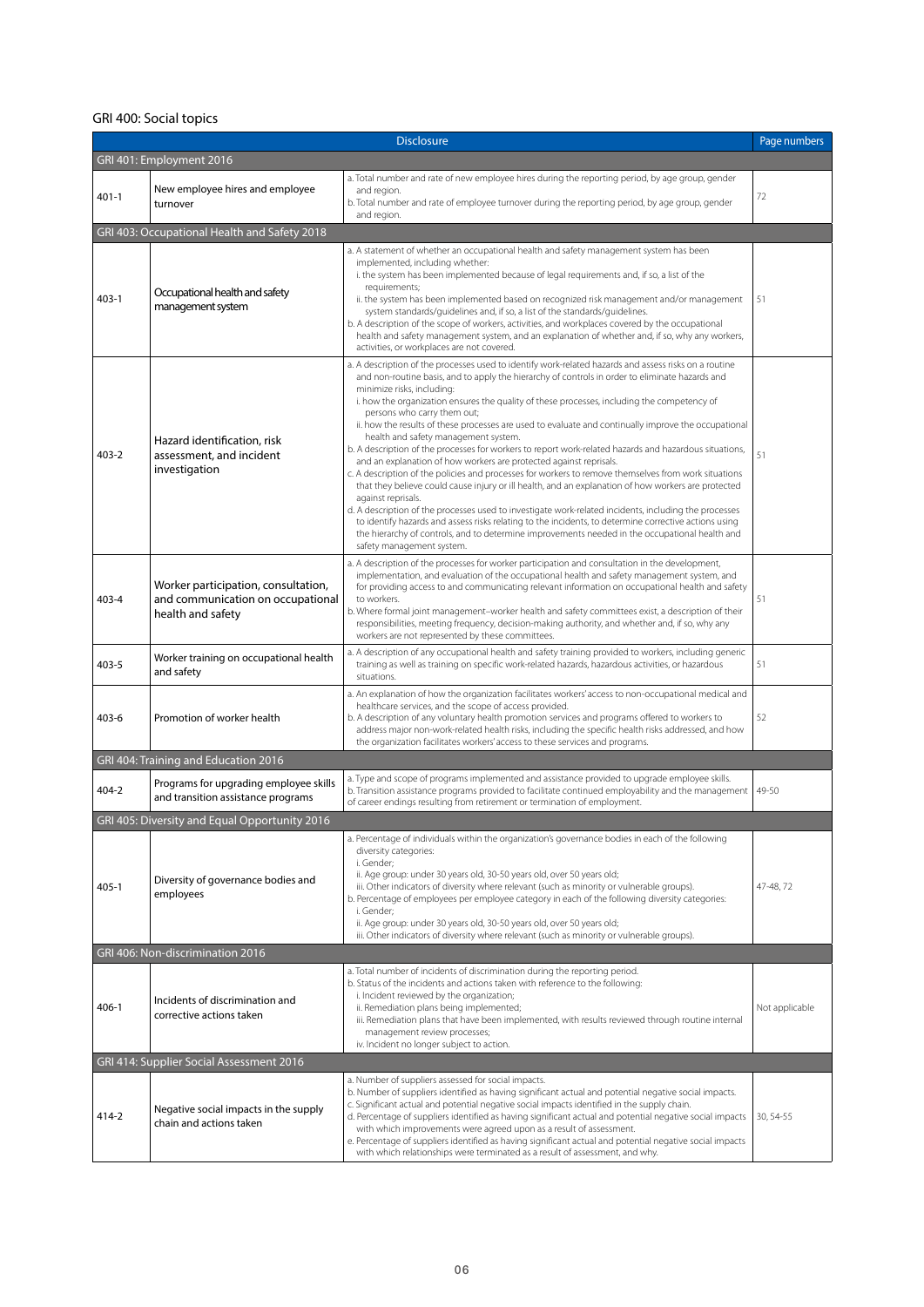## GRI 400: Social topics

| | | Disclosure | Page numbers |
|---|---|---|---|
| **GRI 401: Employment 2016** | | | |
| 401-1 | New employee hires and employee turnover | a. Total number and rate of new employee hires during the reporting period, by age group, gender and region.<br>b. Total number and rate of employee turnover during the reporting period, by age group, gender and region. | 72 |
| **GRI 403: Occupational Health and Safety 2018** | | | |
| 403-1 | Occupational health and safety management system | a. A statement of whether an occupational health and safety management system has been implemented, including whether:<br>i. the system has been implemented because of legal requirements and, if so, a list of the requirements;<br>ii. the system has been implemented based on recognized risk management and/or management system standards/guidelines and, if so, a list of the standards/guidelines.<br>b. A description of the scope of workers, activities, and workplaces covered by the occupational health and safety management system, and an explanation of whether and, if so, why any workers, activities, or workplaces are not covered. | 51 |
| 403-2 | Hazard identification, risk assessment, and incident investigation | a. A description of the processes used to identify work-related hazards and assess risks on a routine and non-routine basis, and to apply the hierarchy of controls in order to eliminate hazards and minimize risks, including:<br>i. how the organization ensures the quality of these processes, including the competency of persons who carry them out;<br>ii. how the results of these processes are used to evaluate and continually improve the occupational health and safety management system.<br>b. A description of the processes for workers to report work-related hazards and hazardous situations, and an explanation of how workers are protected against reprisals.<br>c. A description of the policies and processes for workers to remove themselves from work situations that they believe could cause injury or ill health, and an explanation of how workers are protected against reprisals.<br>d. A description of the processes used to investigate work-related incidents, including the processes to identify hazards and assess risks relating to the incidents, to determine corrective actions using the hierarchy of controls, and to determine improvements needed in the occupational health and safety management system. | 51 |
| 403-4 | Worker participation, consultation, and communication on occupational health and safety | a. A description of the processes for worker participation and consultation in the development, implementation, and evaluation of the occupational health and safety management system, and for providing access to and communicating relevant information on occupational health and safety to workers.<br>b. Where formal joint management–worker health and safety committees exist, a description of their responsibilities, meeting frequency, decision-making authority, and whether and, if so, why any workers are not represented by these committees. | 51 |
| 403-5 | Worker training on occupational health and safety | a. A description of any occupational health and safety training provided to workers, including generic training as well as training on specific work-related hazards, hazardous activities, or hazardous situations. | 51 |
| 403-6 | Promotion of worker health | a. An explanation of how the organization facilitates workers' access to non-occupational medical and healthcare services, and the scope of access provided.<br>b. A description of any voluntary health promotion services and programs offered to workers to address major non-work-related health risks, including the specific health risks addressed, and how the organization facilitates workers' access to these services and programs. | 52 |
| **GRI 404: Training and Education 2016** | | | |
| 404-2 | Programs for upgrading employee skills and transition assistance programs | a. Type and scope of programs implemented and assistance provided to upgrade employee skills.<br>b. Transition assistance programs provided to facilitate continued employability and the management of career endings resulting from retirement or termination of employment. | 49-50 |
| **GRI 405: Diversity and Equal Opportunity 2016** | | | |
| 405-1 | Diversity of governance bodies and employees | a. Percentage of individuals within the organization's governance bodies in each of the following diversity categories:<br>i. Gender;<br>ii. Age group: under 30 years old, 30-50 years old, over 50 years old;<br>iii. Other indicators of diversity where relevant (such as minority or vulnerable groups).<br>b. Percentage of employees per employee category in each of the following diversity categories:<br>i. Gender;<br>ii. Age group: under 30 years old, 30-50 years old, over 50 years old;<br>iii. Other indicators of diversity where relevant (such as minority or vulnerable groups). | 47-48, 72 |
| **GRI 406: Non-discrimination 2016** | | | |
| 406-1 | Incidents of discrimination and corrective actions taken | a. Total number of incidents of discrimination during the reporting period.<br>b. Status of the incidents and actions taken with reference to the following:<br>i. Incident reviewed by the organization;<br>ii. Remediation plans being implemented;<br>iii. Remediation plans that have been implemented, with results reviewed through routine internal management review processes;<br>iv. Incident no longer subject to action. | Not applicable |
| **GRI 414: Supplier Social Assessment 2016** | | | |
| 414-2 | Negative social impacts in the supply chain and actions taken | a. Number of suppliers assessed for social impacts.<br>b. Number of suppliers identified as having significant actual and potential negative social impacts.<br>c. Significant actual and potential negative social impacts identified in the supply chain.<br>d. Percentage of suppliers identified as having significant actual and potential negative social impacts with which improvements were agreed upon as a result of assessment.<br>e. Percentage of suppliers identified as having significant actual and potential negative social impacts with which relationships were terminated as a result of assessment, and why. | 30, 54-55 |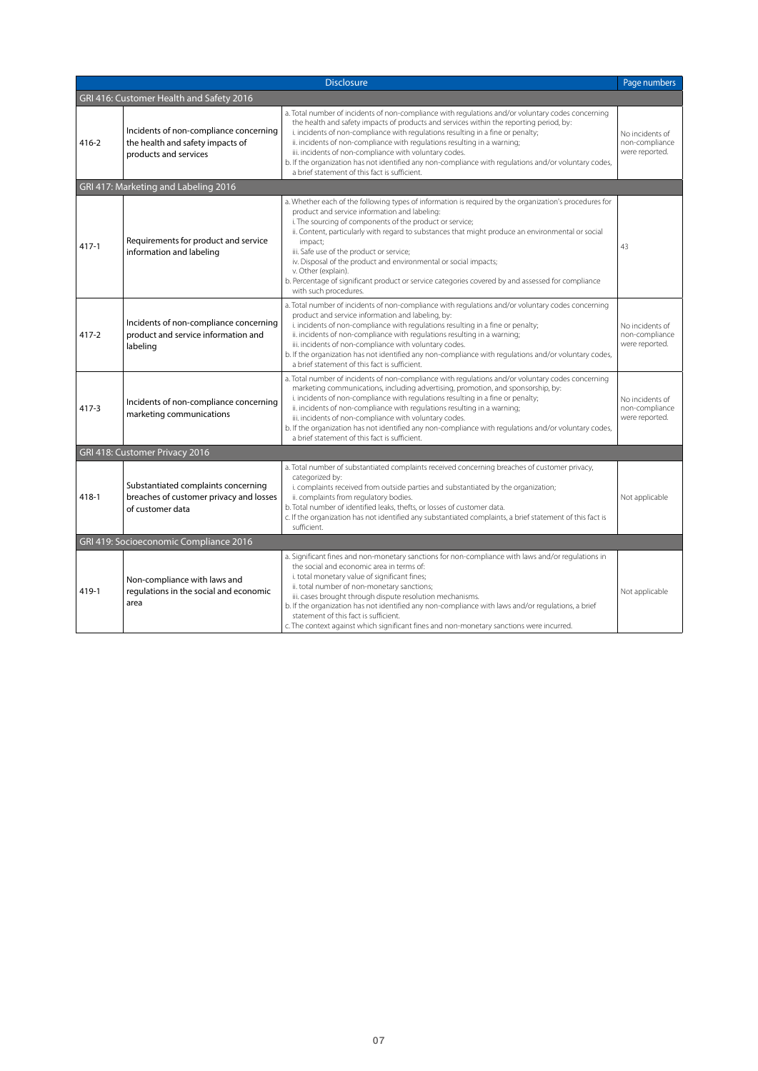| Disclosure | | | Page numbers |
|---|---|---|---|
| GRI 416: Customer Health and Safety 2016 | | | |
| 416-2 | Incidents of non-compliance concerning the health and safety impacts of products and services | a. Total number of incidents of non-compliance with regulations and/or voluntary codes concerning the health and safety impacts of products and services within the reporting period, by:<br>i. incidents of non-compliance with regulations resulting in a fine or penalty;<br>ii. incidents of non-compliance with regulations resulting in a warning;<br>iii. incidents of non-compliance with voluntary codes.<br>b. If the organization has not identified any non-compliance with regulations and/or voluntary codes, a brief statement of this fact is sufficient. | No incidents of non-compliance were reported. |
| GRI 417: Marketing and Labeling 2016 | | | |
| 417-1 | Requirements for product and service information and labeling | a. Whether each of the following types of information is required by the organization's procedures for product and service information and labeling:<br>i. The sourcing of components of the product or service;<br>ii. Content, particularly with regard to substances that might produce an environmental or social impact;<br>iii. Safe use of the product or service;<br>iv. Disposal of the product and environmental or social impacts;<br>v. Other (explain).<br>b. Percentage of significant product or service categories covered by and assessed for compliance with such procedures. | 43 |
| 417-2 | Incidents of non-compliance concerning product and service information and labeling | a. Total number of incidents of non-compliance with regulations and/or voluntary codes concerning product and service information and labeling, by:<br>i. incidents of non-compliance with regulations resulting in a fine or penalty;<br>ii. incidents of non-compliance with regulations resulting in a warning;<br>iii. incidents of non-compliance with voluntary codes.<br>b. If the organization has not identified any non-compliance with regulations and/or voluntary codes, a brief statement of this fact is sufficient. | No incidents of non-compliance were reported. |
| 417-3 | Incidents of non-compliance concerning marketing communications | a. Total number of incidents of non-compliance with regulations and/or voluntary codes concerning marketing communications, including advertising, promotion, and sponsorship, by:<br>i. incidents of non-compliance with regulations resulting in a fine or penalty;<br>ii. incidents of non-compliance with regulations resulting in a warning;<br>iii. incidents of non-compliance with voluntary codes.<br>b. If the organization has not identified any non-compliance with regulations and/or voluntary codes, a brief statement of this fact is sufficient. | No incidents of non-compliance were reported. |
| GRI 418: Customer Privacy 2016 | | | |
| 418-1 | Substantiated complaints concerning breaches of customer privacy and losses of customer data | a. Total number of substantiated complaints received concerning breaches of customer privacy, categorized by:<br>i. complaints received from outside parties and substantiated by the organization;<br>ii. complaints from regulatory bodies.<br>b. Total number of identified leaks, thefts, or losses of customer data.<br>c. If the organization has not identified any substantiated complaints, a brief statement of this fact is sufficient. | Not applicable |
| GRI 419: Socioeconomic Compliance 2016 | | | |
| 419-1 | Non-compliance with laws and regulations in the social and economic area | a. Significant fines and non-monetary sanctions for non-compliance with laws and/or regulations in the social and economic area in terms of:<br>i. total monetary value of significant fines;<br>ii. total number of non-monetary sanctions;<br>iii. cases brought through dispute resolution mechanisms.<br>b. If the organization has not identified any non-compliance with laws and/or regulations, a brief statement of this fact is sufficient.<br>c. The context against which significant fines and non-monetary sanctions were incurred. | Not applicable |